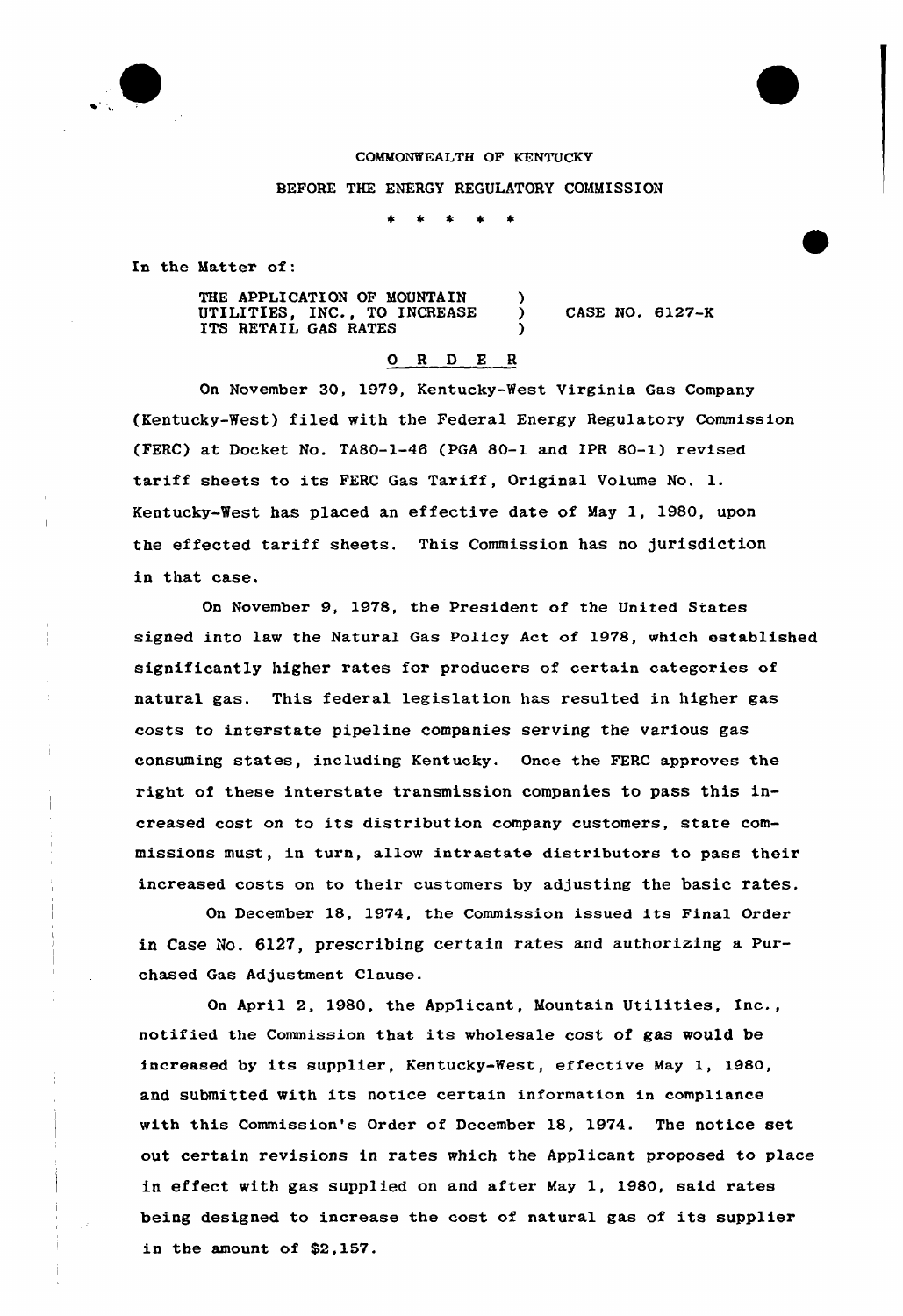COMMONWEALTH OF KENTUCKY

BEFORE THE ENERGY REGULATORY COMMISSION

\* \* \* \* \*

In the Matter of:

THE APPLICATION OF MOUNTAIN UTILITIES, INC., TO INCREASE ITS RETAIL GAS RATES ) CASE NO. 6127-K

## O R D E R

On November 30, 1979, Kentucky-West Virginia Gas Company (Kentucky-West) filed with the Federal Energy Regulatory Commission (FERC) at Docket No. TA80-1-46 (PGA 80-1 and IPR 80-1) revised tariff sheets to its FERC Gas Tariff, Original Volume No. 1. Kentucky-West has placed an effective date of May 1, 1980, upon the effected tariff sheets. This Commission has no jurisdiction in that case.

On November 9, 1978, the President of the United States signed into law the Natural Gas Policy Act of 1978, which established significantly higher rates for producers of certain categories of natural gas. This federal legislation has resulted in higher gas costs to interstate pipeline companies serving the various gas consuming states, including Kentucky. Once the FERC approves the right of these interstate transmission companies to pass this increased cost on to its distribution company customers, state commissions must, in turn, allow intrastate distributors to pass their increased costs on to their customers by adjusting the basic rates.

On December 18, 1974, the Commission issued its Final Order in Case No. 6127, prescribing certain rates and authorizing a Purchased Gas Adjustment Clause.

On April 2, 1980, the Applicant, Mountain Utilities, Inc., notified the Commission that its wholesale cost of gas would be increased by its supplier, Kentucky-West, effective May 1, 1980, and submitted with its notice certain information in compliance with this Commission's Order of December 18, 1974. The notice set out certain revisions in rates which the Applicant proposed to place in effect with gas supplied on and after May 1, 1980, said rates being designed to increase the cost of natural gas of its supplier in the amount of $2,157.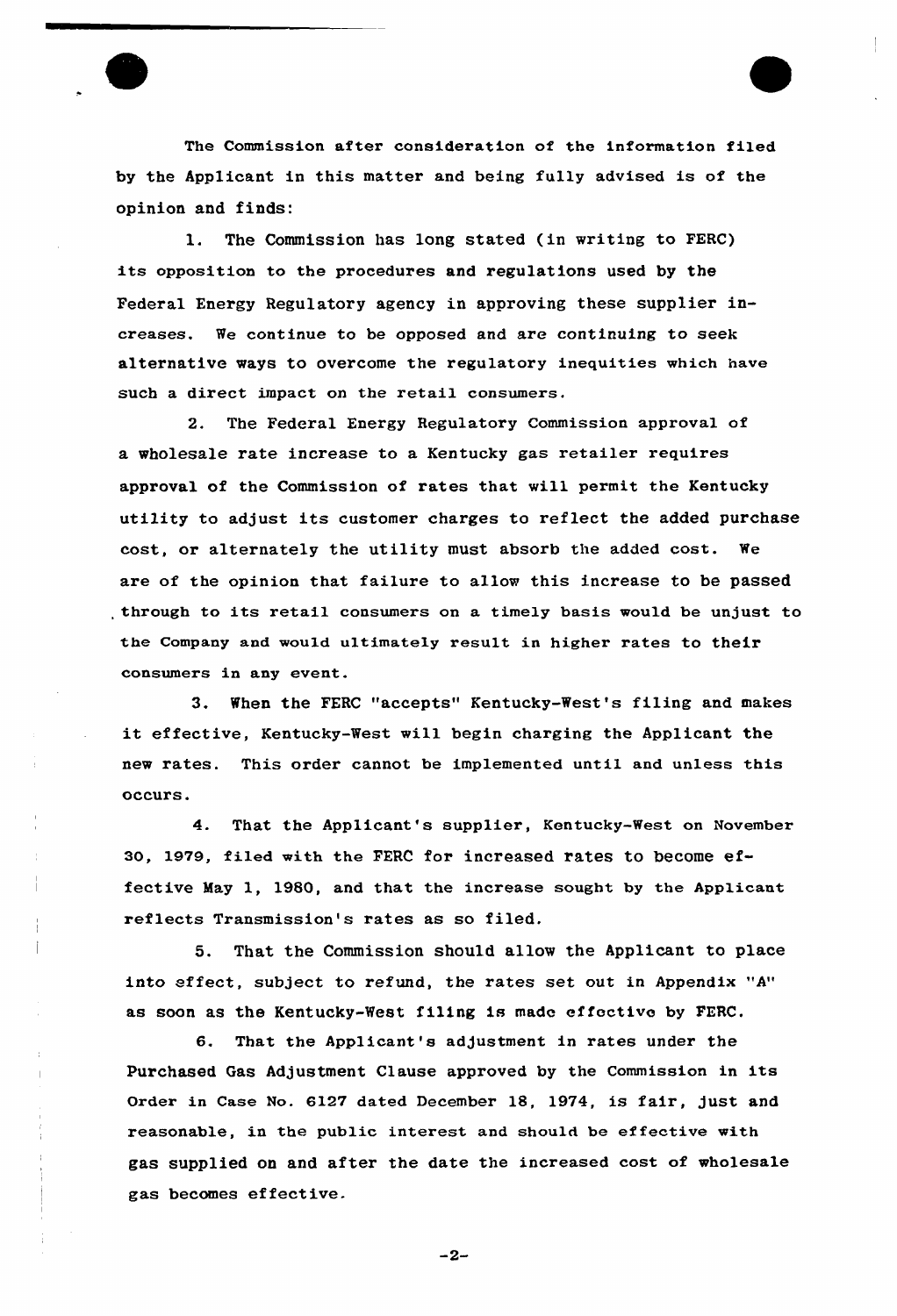The Commission after consideration of the information filed by the Applicant in this matter and being fully advised is of the opinion and finds:

1. The Commission has long stated (in writing to FERC) its opposition to the procedures and regulations used by the Federal Energy Regulatory agency in approving these supplier increases. We continue to be opposed and are continuing to seek alternative ways to overcome the regulatory inequities which have such a direct impact on the retail consumers.

2. The Federal Energy Regulatory Commission approval of a wholesale rate increase to a Kentucky gas retailer requires approval of the Commission of rates that will permit the Kentucky utility to adjust its customer charges to reflect the added purchase cost, or alternately the utility must absorb the added cost. We are of the opinion that failure to allow this increase to be passed through to its retail consumers on a timely basis would be unjust to the Company and would ultimately result in higher rates to their consumers in any event.

3. When the FERC "accepts" Kentucky-West's filing and makes it effective, Kentucky-West will begin charging the Applicant the new rates. This order cannot be implemented until and unless this occurs.

4. That the Applicant's supplier, Kentucky-West on November 30, 1979, filed with the FERC for increased rates to become effective May 1, 1980, and that the increase sought by the Applicant reflects Transmission's rates as so filed.

5. That the Commission should allow the Applicant to place into effect, subject to refund, the rates set out in Appendix "A" as soon as the Kentucky-West filing is made effective by FERC.

6. That the Applicant's adjustment in rates under the Purchased Gas Adjustment Clause approved by the Commission in its Order in Case No. 6127 dated December 18, 1974, is fair, just and reasonable, in the public interest and should be effective with gas supplied on and after the date the increased cost of wholesale gas becomes effective.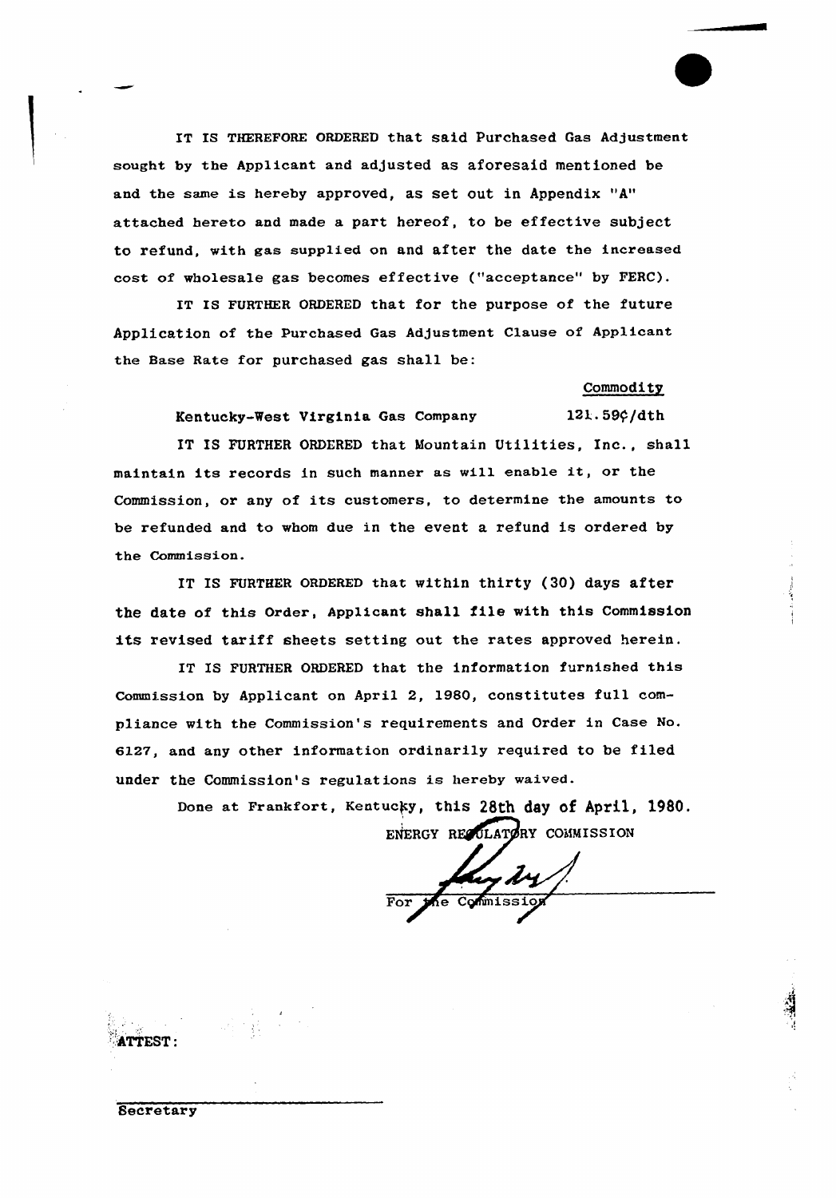IT IS THEREFORE ORDERED that said Purchased Gas Adjustment sought by the Applicant and adjusted as aforesaid mentioned be and the same is hereby approved, as set out in Appendix "A" attached hereto and made a part hereof, to be effective subject to refund, with gas supplied on and after the date the increased cost of wholesale gas becomes effective ("acceptance" by FERC).

IT IS FURTHER ORDERED that for the purpose of the future Application of the Purchased Gas Adjustment Clause of Applicant the Base Rate for purchased gas shall be:

| | Commodity |
|---|---|
| Kentucky-West Virginia Gas Company | 121.59¢/dth |

IT IS FURTHER ORDERED that Mountain Utilities, Inc., shall maintain its records in such manner as will enable it, or the Commission, or any of its customers, to determine the amounts to be refunded and to whom due in the event a refund is ordered by the Commission.

IT IS FURTHER ORDERED that within thirty (30) days after the date of this Order, Applicant shall file with this Commission its revised tariff sheets setting out the rates approved herein.

IT IS FURTHER ORDERED that the information furnished this Commission by Applicant on April 2, 1980, constitutes full compliance with the Commission's requirements and Order in Case No. 6127, and any other information ordinarily required to be filed under the Commission's regulations is hereby waived.

Done at Frankfort, Kentucky, this 28th day of April, 1980.

ENERGY REGULATORY COMMISSION

For the Commission

ATTEST:

Secretary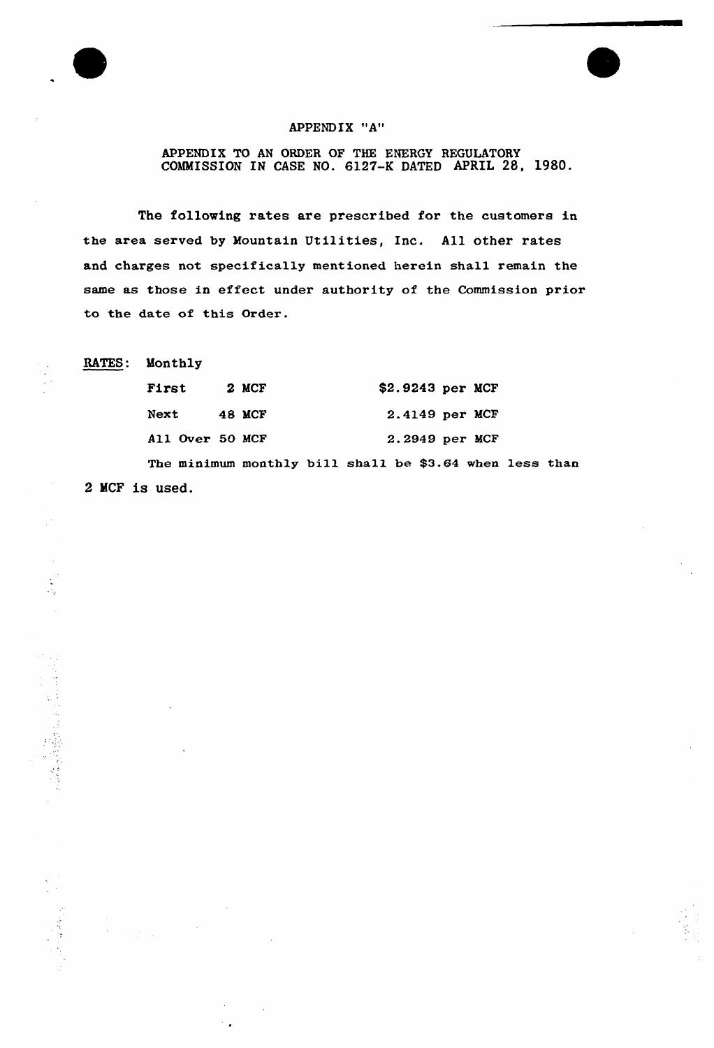APPENDIX "A"

APPENDIX TO AN ORDER OF THE ENERGY REGULATORY COMMISSION IN CASE NO. 6127-K DATED APRIL 28, 1980.

The following rates are prescribed for the customers in the area served by Mountain Utilities, Inc. All other rates and charges not specifically mentioned herein shall remain the same as those in effect under authority of the Commission prior to the date of this Order.

<u>RATES</u>: Monthly

| | | |
|---|---|---|
| First | 2 MCF | $2.9243 per MCF |
| Next | 48 MCF | 2.4149 per MCF |
| All Over 50 MCF | | 2.2949 per MCF |

The minimum monthly bill shall be $3.64 when less than 2 MCF is used.